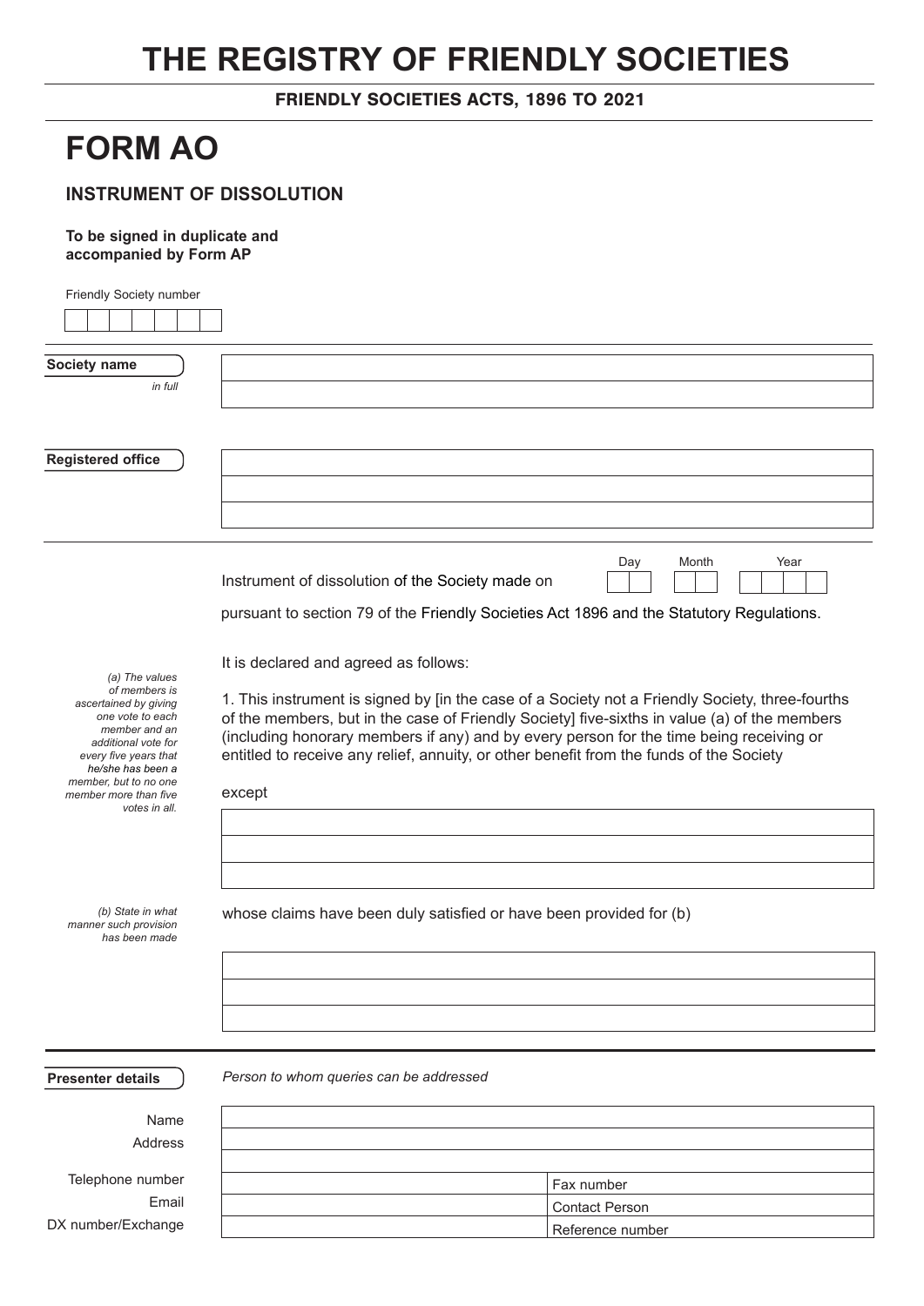# THE REGISTRY OF FRIENDLY SOCIETIES

**FRIENDLY SOCIETIES ACTS, 1896 TO 2021**

# FORM AO

## INSTRUMENT OF DISSOLUTION

**To be signed in duplicate and accompanied by Form AP**

Friendly Society number

| | | | | | | |
|---|---|---|---|---|---|---|
| | | | | | | |

**Society name**
*in full*

| |
|---|
| |
| |

**Registered office**

| |
|---|
| |
| |
| |

Instrument of dissolution of the Society made on Day ☐☐ Month ☐☐ Year ☐☐☐☐

pursuant to section 79 of the Friendly Societies Act 1896 and the Statutory Regulations.

It is declared and agreed as follows:

*(a) The values of members is ascertained by giving one vote to each member and an additional vote for every five years that he/she has been a member, but to no one member more than five votes in all.*

1. This instrument is signed by [in the case of a Society not a Friendly Society, three-fourths of the members, but in the case of Friendly Society] five-sixths in value (a) of the members (including honorary members if any) and by every person for the time being receiving or entitled to receive any relief, annuity, or other benefit from the funds of the Society

except

| |
|---|
| |
| |
| |

*(b) State in what manner such provision has been made*

whose claims have been duly satisfied or have been provided for (b)

| |
|---|
| |
| |
| |

**Presenter details**

*Person to whom queries can be addressed*

| | | |
|---|---|---|
| Name | | |
| Address | | |
| | | |
| Telephone number | | Fax number |
| Email | | Contact Person |
| DX number/Exchange | | Reference number |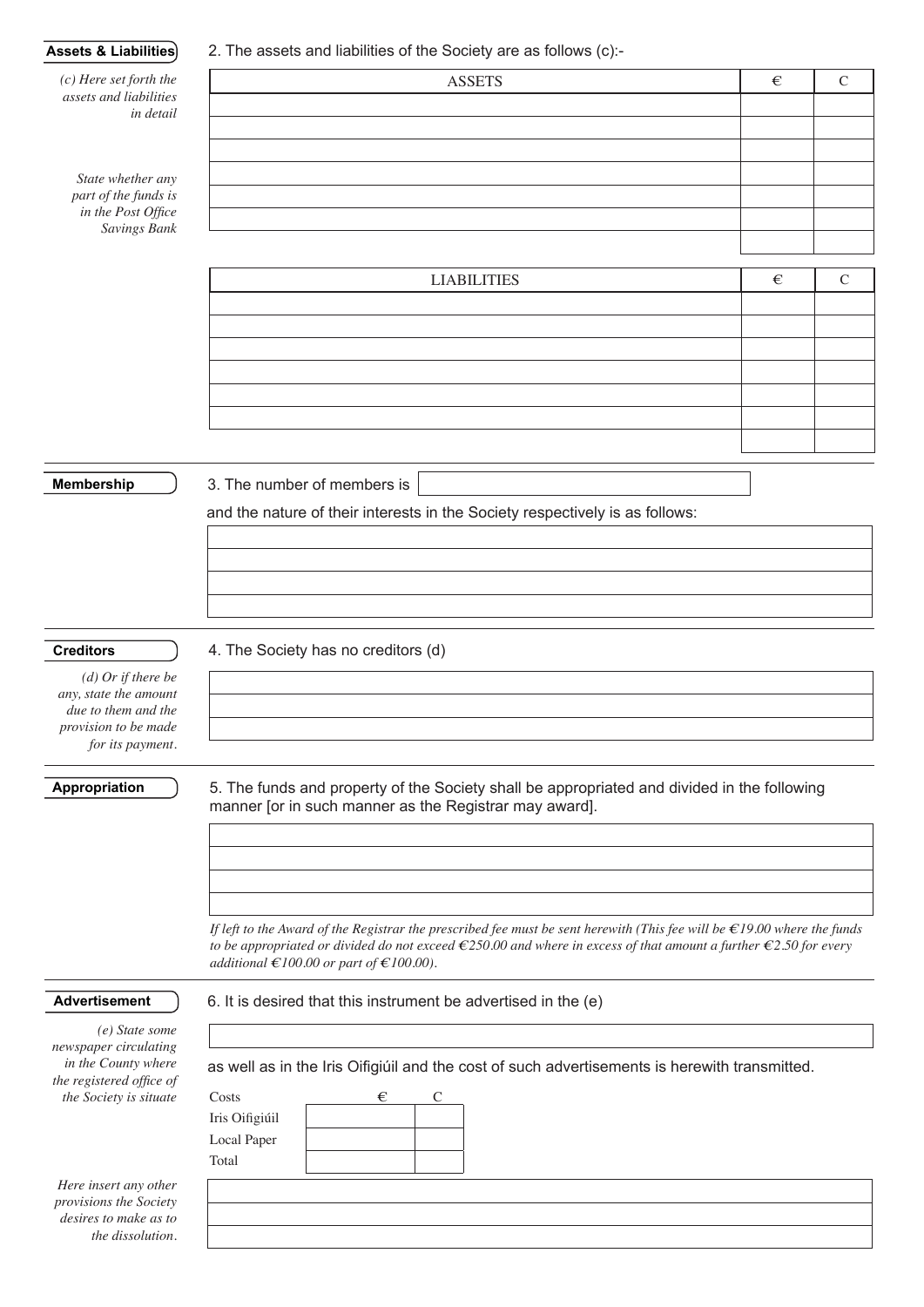**Assets & Liabilities**

*(c) Here set forth the assets and liabilities in detail*

*State whether any part of the funds is in the Post Office Savings Bank*

2. The assets and liabilities of the Society are as follows (c):-

| ASSETS | € | C |
|---|---|---|
| | | |
| | | |
| | | |
| | | |
| | | |
| | | |
| | | |

| LIABILITIES | € | C |
|---|---|---|
| | | |
| | | |
| | | |
| | | |
| | | |
| | | |
| | | |

**Membership**

3. The number of members is

and the nature of their interests in the Society respectively is as follows:

**Creditors**

*(d) Or if there be any, state the amount due to them and the provision to be made for its payment.*

4. The Society has no creditors (d)

**Appropriation**

5. The funds and property of the Society shall be appropriated and divided in the following manner [or in such manner as the Registrar may award].

*If left to the Award of the Registrar the prescribed fee must be sent herewith (This fee will be €19.00 where the funds to be appropriated or divided do not exceed €250.00 and where in excess of that amount a further €2.50 for every additional €100.00 or part of €100.00).*

**Advertisement**

*(e) State some newspaper circulating in the County where the registered office of the Society is situate*

6. It is desired that this instrument be advertised in the (e)

as well as in the Iris Oifigiúil and the cost of such advertisements is herewith transmitted.

| Costs | € | C |
|---|---|---|
| Iris Oifigiúil | | |
| Local Paper | | |
| Total | | |

*Here insert any other provisions the Society desires to make as to the dissolution.*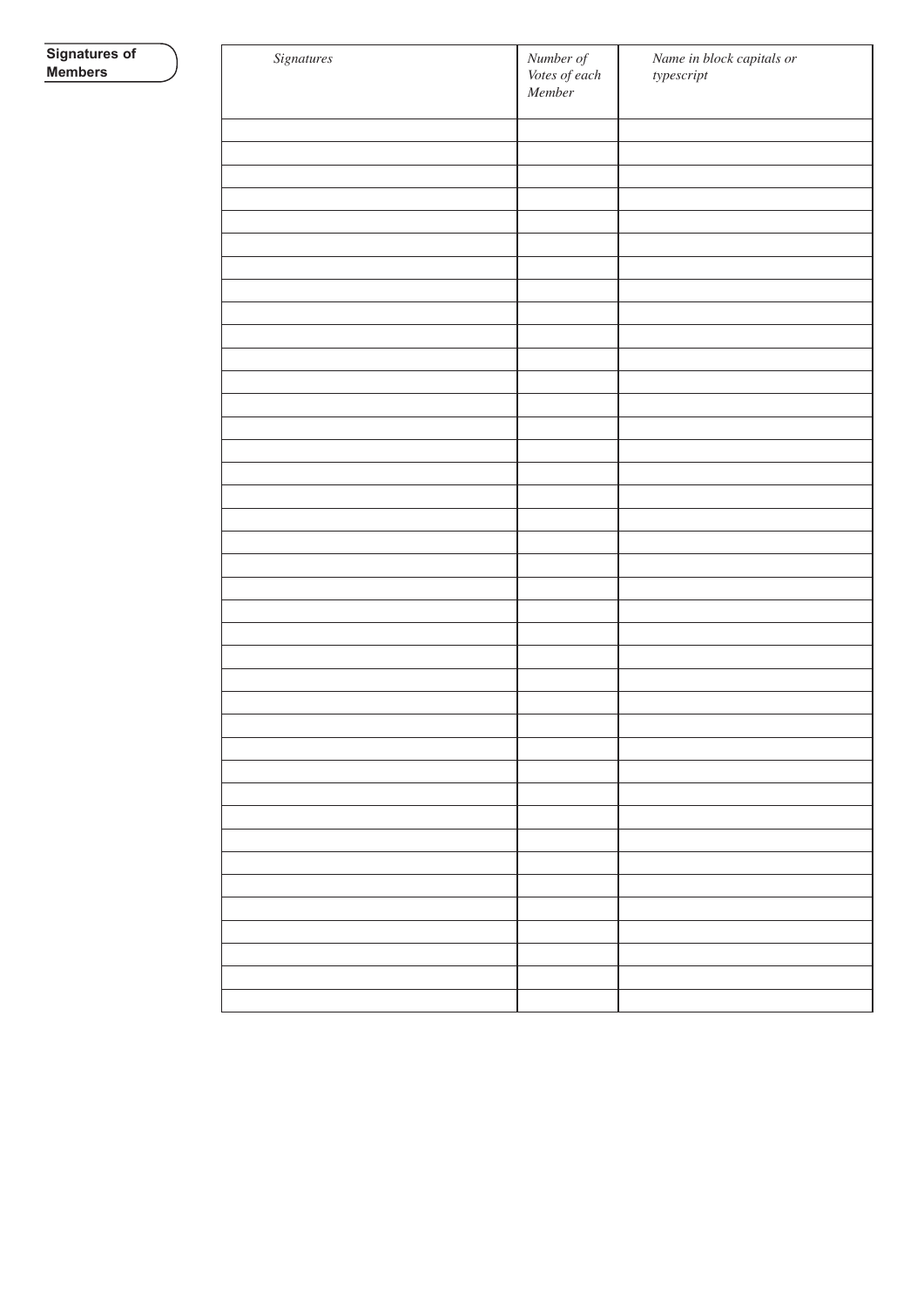**Signatures of Members**

| *Signatures* | *Number of Votes of each Member* | *Name in block capitals or typescript* |
|---|---|---|
| | | |
| | | |
| | | |
| | | |
| | | |
| | | |
| | | |
| | | |
| | | |
| | | |
| | | |
| | | |
| | | |
| | | |
| | | |
| | | |
| | | |
| | | |
| | | |
| | | |
| | | |
| | | |
| | | |
| | | |
| | | |
| | | |
| | | |
| | | |
| | | |
| | | |
| | | |
| | | |
| | | |
| | | |
| | | |
| | | |
| | | |
| | | |
| | | |
| | | |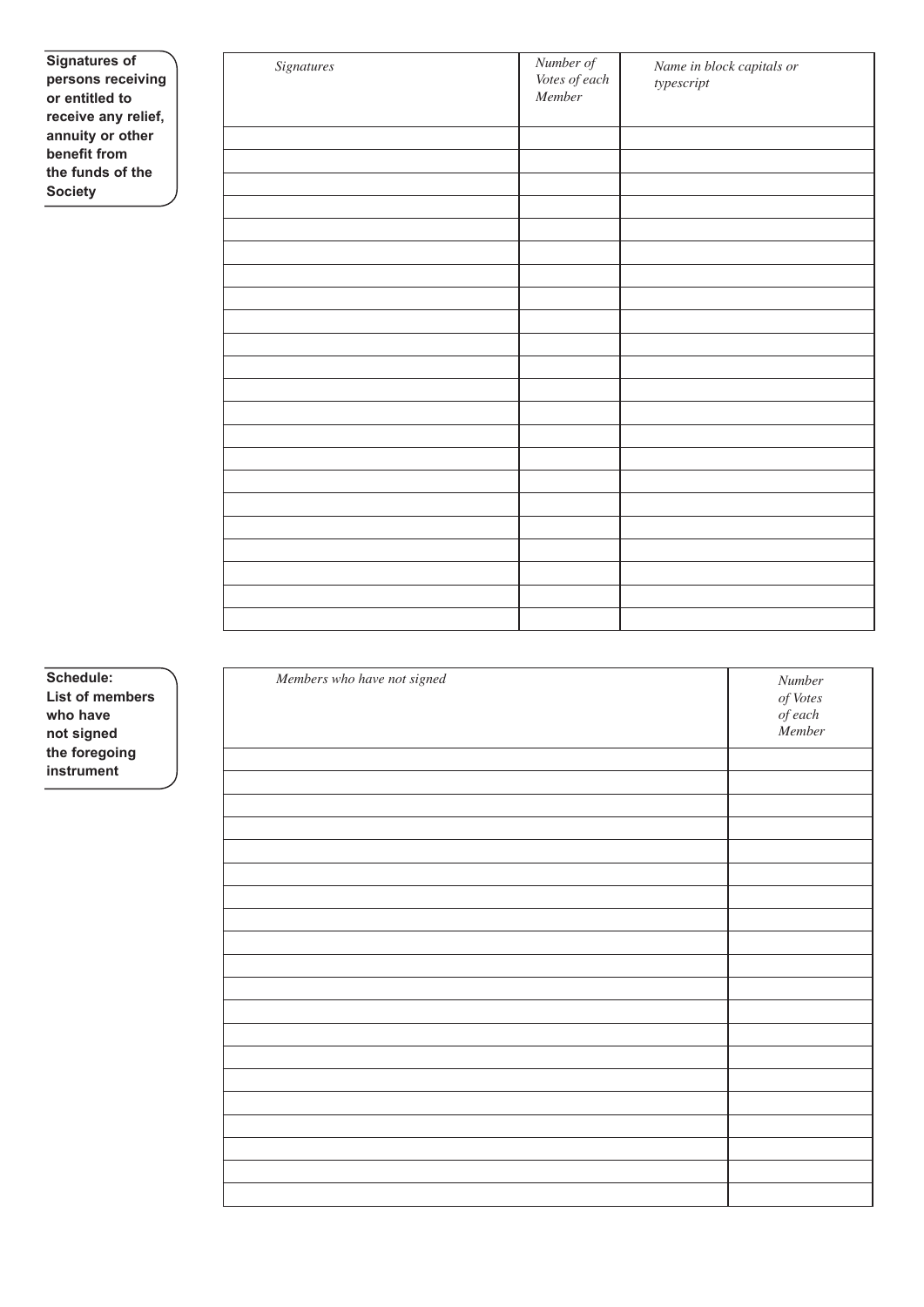**Signatures of persons receiving or entitled to receive any relief, annuity or other benefit from the funds of the Society**

| *Signatures* | *Number of Votes of each Member* | *Name in block capitals or typescript* |
|---|---|---|
| | | |
| | | |
| | | |
| | | |
| | | |
| | | |
| | | |
| | | |
| | | |
| | | |
| | | |
| | | |
| | | |
| | | |
| | | |
| | | |
| | | |
| | | |
| | | |
| | | |
| | | |
| | | |

**Schedule: List of members who have not signed the foregoing instrument**

| *Members who have not signed* | *Number of Votes of each Member* |
|---|---|
| | |
| | |
| | |
| | |
| | |
| | |
| | |
| | |
| | |
| | |
| | |
| | |
| | |
| | |
| | |
| | |
| | |
| | |
| | |
| | |